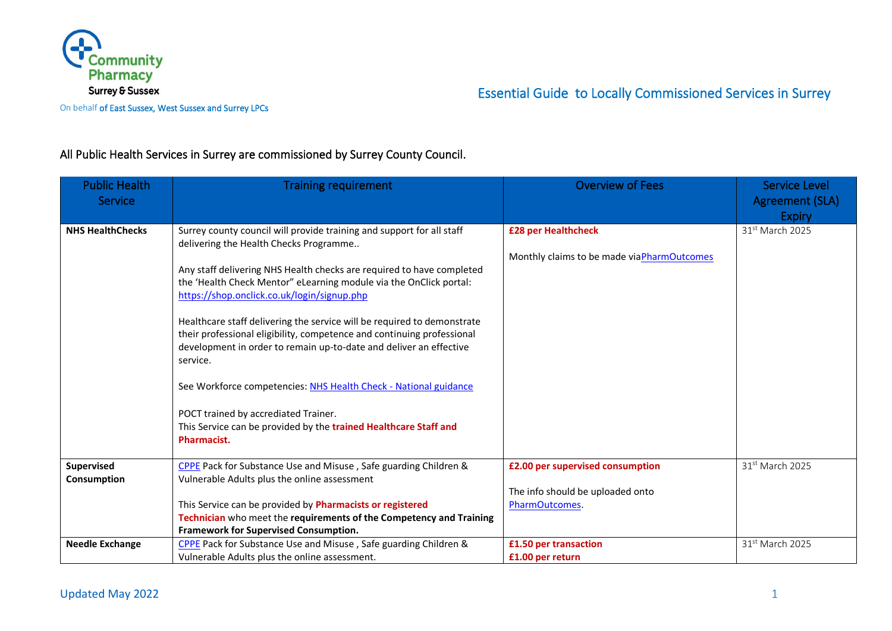Community Pharmacy Surrey & Sussex

On behalf of East Sussex, West Sussex and Surrey LPCs

# Essential Guide to Locally Commissioned Services in Surrey

All Public Health Services in Surrey are commissioned by Surrey County Council.

| Public Health Service | Training requirement | Overview of Fees | Service Level Agreement (SLA) Expiry |
|---|---|---|---|
| **NHS HealthChecks** | Surrey county council will provide training and support for all staff delivering the Health Checks Programme..<br><br>Any staff delivering NHS Health checks are required to have completed the 'Health Check Mentor" eLearning module via the OnClick portal: https://shop.onclick.co.uk/login/signup.php<br><br>Healthcare staff delivering the service will be required to demonstrate their professional eligibility, competence and continuing professional development in order to remain up-to-date and deliver an effective service.<br><br>See Workforce competencies: NHS Health Check - National guidance<br><br>POCT trained by accrediated Trainer.<br>This Service can be provided by the **trained Healthcare Staff and Pharmacist.** | **£28 per Healthcheck**<br><br>Monthly claims to be made viaPharmOutcomes | 31st March 2025 |
| **Supervised Consumption** | CPPE Pack for Substance Use and Misuse , Safe guarding Children & Vulnerable Adults plus the online assessment<br><br>This Service can be provided by **Pharmacists or registered Technician** who meet the **requirements of the Competency and Training Framework for Supervised Consumption.** | **£2.00 per supervised consumption**<br><br>The info should be uploaded onto PharmOutcomes. | 31st March 2025 |
| **Needle Exchange** | CPPE Pack for Substance Use and Misuse , Safe guarding Children & Vulnerable Adults plus the online assessment. | **£1.50 per transaction**<br>**£1.00 per return** | 31st March 2025 |

Updated May 2022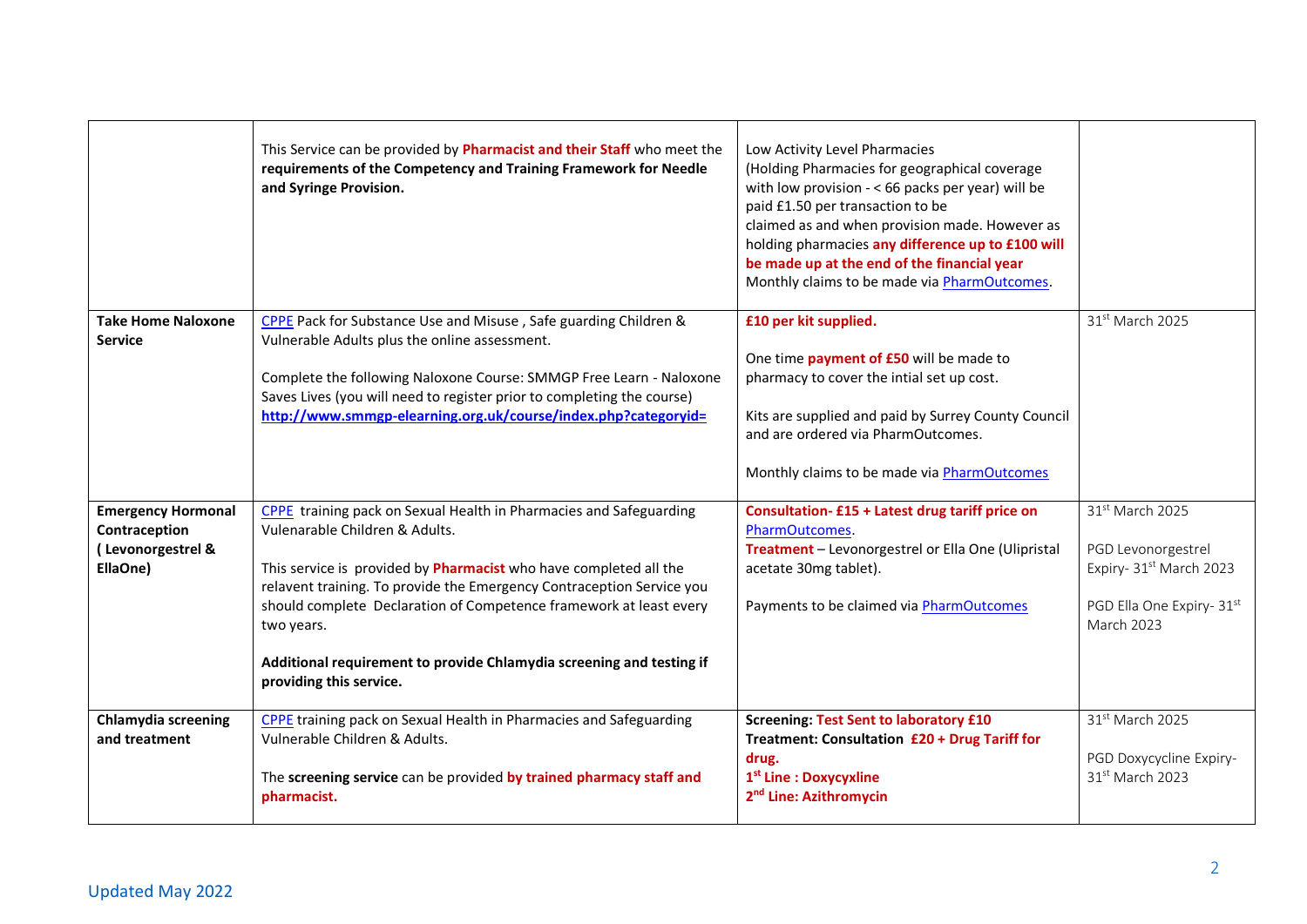| | | | |
|---|---|---|---|
| | This Service can be provided by **Pharmacist and their Staff** who meet the **requirements of the Competency and Training Framework for Needle and Syringe Provision.** | Low Activity Level Pharmacies<br>(Holding Pharmacies for geographical coverage with low provision - < 66 packs per year) will be paid £1.50 per transaction to be claimed as and when provision made. However as holding pharmacies **any difference up to £100 will be made up at the end of the financial year**<br>Monthly claims to be made via PharmOutcomes. | |
| **Take Home Naloxone Service** | CPPE Pack for Substance Use and Misuse , Safe guarding Children & Vulnerable Adults plus the online assessment.<br><br>Complete the following Naloxone Course: SMMGP Free Learn - Naloxone Saves Lives (you will need to register prior to completing the course)<br>**http://www.smmgp-elearning.org.uk/course/index.php?categoryid=** | **£10 per kit supplied.**<br><br>One time **payment of £50** will be made to pharmacy to cover the intial set up cost.<br><br>Kits are supplied and paid by Surrey County Council and are ordered via PharmOutcomes.<br><br>Monthly claims to be made via PharmOutcomes | 31st March 2025 |
| **Emergency Hormonal Contraception ( Levonorgestrel & EllaOne)** | CPPE training pack on Sexual Health in Pharmacies and Safeguarding Vulenarable Children & Adults.<br><br>This service is provided by **Pharmacist** who have completed all the relavent training. To provide the Emergency Contraception Service you should complete Declaration of Competence framework at least every two years.<br><br>**Additional requirement to provide Chlamydia screening and testing if providing this service.** | **Consultation- £15 + Latest drug tariff price on** PharmOutcomes.<br>**Treatment** – Levonorgestrel or Ella One (Ulipristal acetate 30mg tablet).<br><br>Payments to be claimed via PharmOutcomes | 31st March 2025<br><br>PGD Levonorgestrel Expiry- 31st March 2023<br><br>PGD Ella One Expiry- 31st March 2023 |
| **Chlamydia screening and treatment** | CPPE training pack on Sexual Health in Pharmacies and Safeguarding Vulnerable Children & Adults.<br><br>The **screening service** can be provided **by trained pharmacy staff and pharmacist.** | **Screening: Test Sent to laboratory £10**<br>**Treatment: Consultation £20 + Drug Tariff for drug.**<br>**1st Line : Doxycyxline**<br>**2nd Line: Azithromycin** | 31st March 2025<br><br>PGD Doxycycline Expiry- 31st March 2023 |

Updated May 2022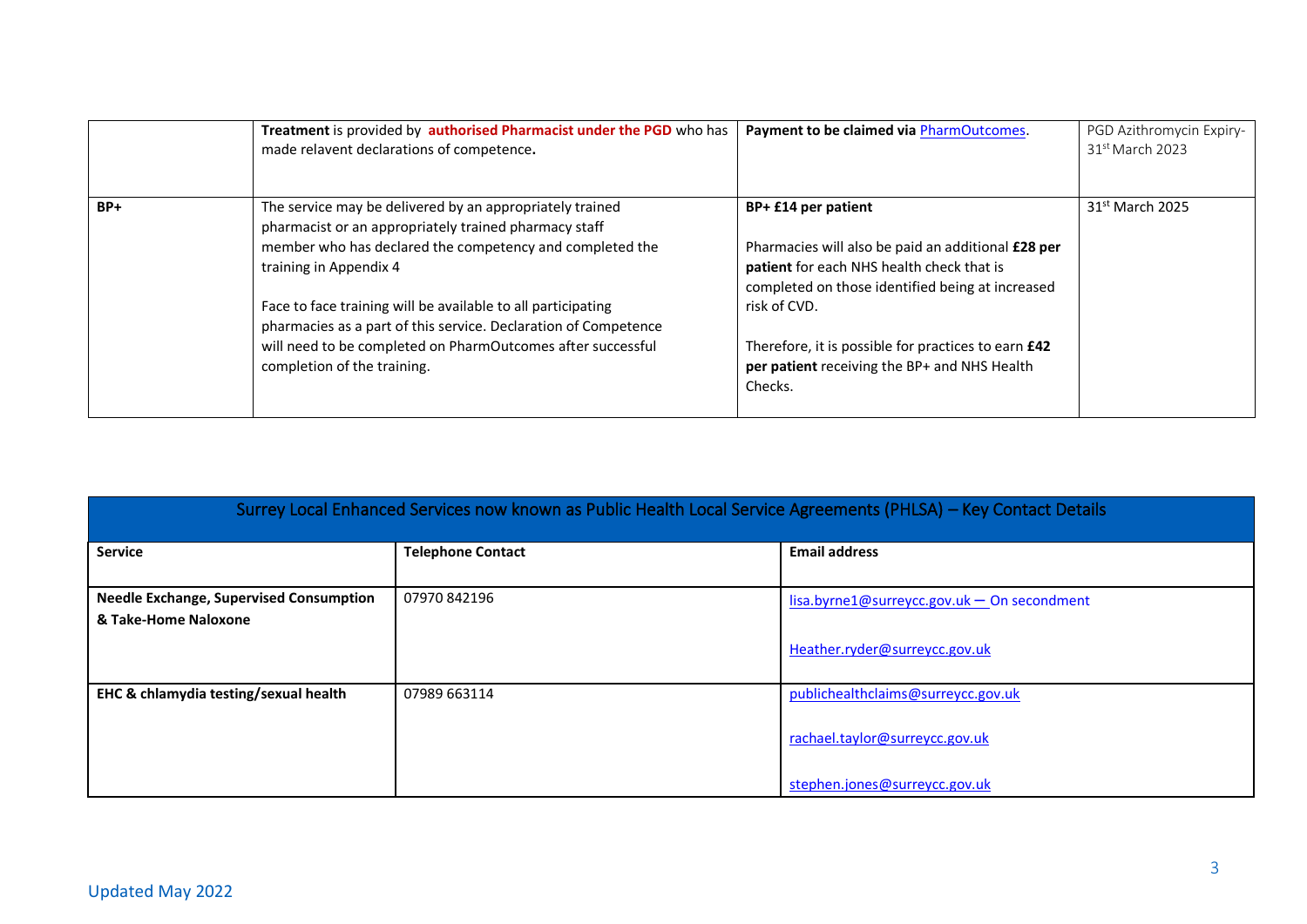| | | | |
|---|---|---|---|
| | **Treatment** is provided by **authorised Pharmacist under the PGD** who has made relavent declarations of competence**.** | **Payment to be claimed via** PharmOutcomes. | PGD Azithromycin Expiry- 31st March 2023 |
| **BP+** | The service may be delivered by an appropriately trained pharmacist or an appropriately trained pharmacy staff member who has declared the competency and completed the training in Appendix 4<br><br>Face to face training will be available to all participating pharmacies as a part of this service. Declaration of Competence will need to be completed on PharmOutcomes after successful completion of the training. | **BP+ £14 per patient**<br><br>Pharmacies will also be paid an additional **£28 per patient** for each NHS health check that is completed on those identified being at increased risk of CVD.<br><br>Therefore, it is possible for practices to earn **£42 per patient** receiving the BP+ and NHS Health Checks. | 31st March 2025 |

| Surrey Local Enhanced Services now known as Public Health Local Service Agreements (PHLSA) – Key Contact Details | | |
|---|---|---|
| **Service** | **Telephone Contact** | **Email address** |
| **Needle Exchange, Supervised Consumption & Take-Home Naloxone** | 07970 842196 | lisa.byrne1@surreycc.gov.uk – On secondment<br><br>Heather.ryder@surreycc.gov.uk |
| **EHC & chlamydia testing/sexual health** | 07989 663114 | publichealthclaims@surreycc.gov.uk<br><br>rachael.taylor@surreycc.gov.uk<br><br>stephen.jones@surreycc.gov.uk |

Updated May 2022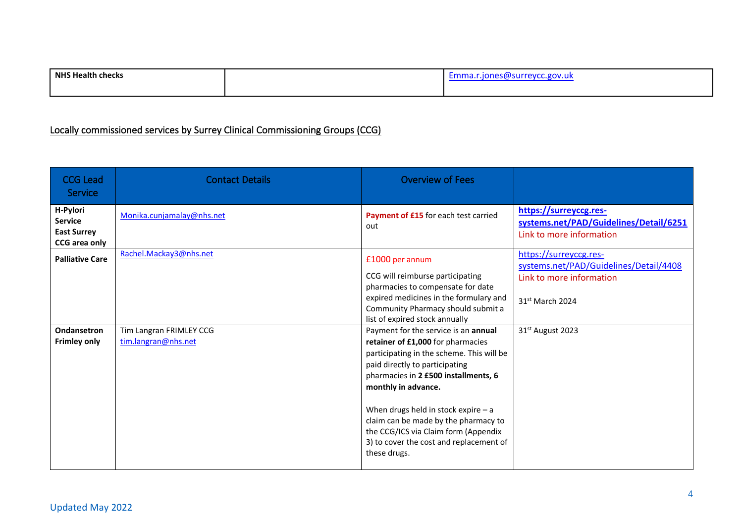| **NHS Health checks** | | Emma.r.jones@surreycc.gov.uk |
|---|---|---|

## Locally commissioned services by Surrey Clinical Commissioning Groups (CCG)

| CCG Lead Service | Contact Details | Overview of Fees | |
|---|---|---|---|
| **H-Pylori Service East Surrey CCG area only** | Monika.cunjamalay@nhs.net | **Payment of £15** for each test carried out | **https://surreyccg.res-systems.net/PAD/Guidelines/Detail/6251** Link to more information |
| **Palliative Care** | Rachel.Mackay3@nhs.net | £1000 per annum<br><br>CCG will reimburse participating pharmacies to compensate for date expired medicines in the formulary and Community Pharmacy should submit a list of expired stock annually | https://surreyccg.res-systems.net/PAD/Guidelines/Detail/4408 Link to more information<br><br>31st March 2024 |
| **Ondansetron Frimley only** | Tim Langran FRIMLEY CCG tim.langran@nhs.net | Payment for the service is an **annual retainer of £1,000** for pharmacies participating in the scheme. This will be paid directly to participating pharmacies in **2 £500 installments, 6 monthly in advance.**<br><br>When drugs held in stock expire – a claim can be made by the pharmacy to the CCG/ICS via Claim form (Appendix 3) to cover the cost and replacement of these drugs. | 31st August 2023 |

Updated May 2022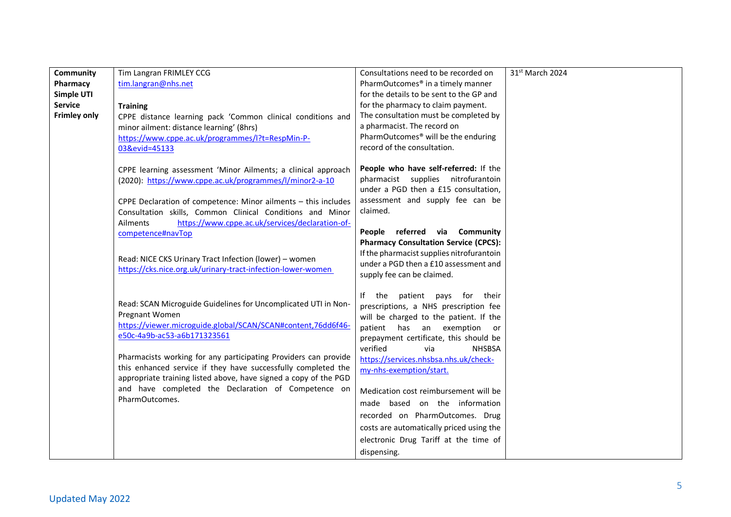| **Community Pharmacy Simple UTI Service Frimley only** | Tim Langran FRIMLEY CCG<br>tim.langran@nhs.net<br><br>**Training**<br>CPPE distance learning pack 'Common clinical conditions and minor ailment: distance learning' (8hrs)<br>https://www.cppe.ac.uk/programmes/l?t=RespMin-P-03&evid=45133<br><br>CPPE learning assessment 'Minor Ailments; a clinical approach (2020): https://www.cppe.ac.uk/programmes/l/minor2-a-10<br><br>CPPE Declaration of competence: Minor ailments – this includes Consultation skills, Common Clinical Conditions and Minor Ailments https://www.cppe.ac.uk/services/declaration-of-competence#navTop<br><br>Read: NICE CKS Urinary Tract Infection (lower) – women<br>https://cks.nice.org.uk/urinary-tract-infection-lower-women<br><br>Read: SCAN Microguide Guidelines for Uncomplicated UTI in Non-Pregnant Women<br>https://viewer.microguide.global/SCAN/SCAN#content,76dd6f46-e50c-4a9b-ac53-a6b171323561<br><br>Pharmacists working for any participating Providers can provide this enhanced service if they have successfully completed the appropriate training listed above, have signed a copy of the PGD and have completed the Declaration of Competence on PharmOutcomes. | Consultations need to be recorded on PharmOutcomes® in a timely manner for the details to be sent to the GP and for the pharmacy to claim payment. The consultation must be completed by a pharmacist. The record on PharmOutcomes® will be the enduring record of the consultation.<br><br>**People who have self-referred:** If the pharmacist supplies nitrofurantoin under a PGD then a £15 consultation, assessment and supply fee can be claimed.<br><br>**People referred via Community Pharmacy Consultation Service (CPCS):** If the pharmacist supplies nitrofurantoin under a PGD then a £10 assessment and supply fee can be claimed.<br><br>If the patient pays for their prescriptions, a NHS prescription fee will be charged to the patient. If the patient has an exemption or prepayment certificate, this should be verified via NHSBSA https://services.nhsbsa.nhs.uk/check-my-nhs-exemption/start.<br><br>Medication cost reimbursement will be made based on the information recorded on PharmOutcomes. Drug costs are automatically priced using the electronic Drug Tariff at the time of dispensing. | 31st March 2024 |
|---|---|---|---|

Updated May 2022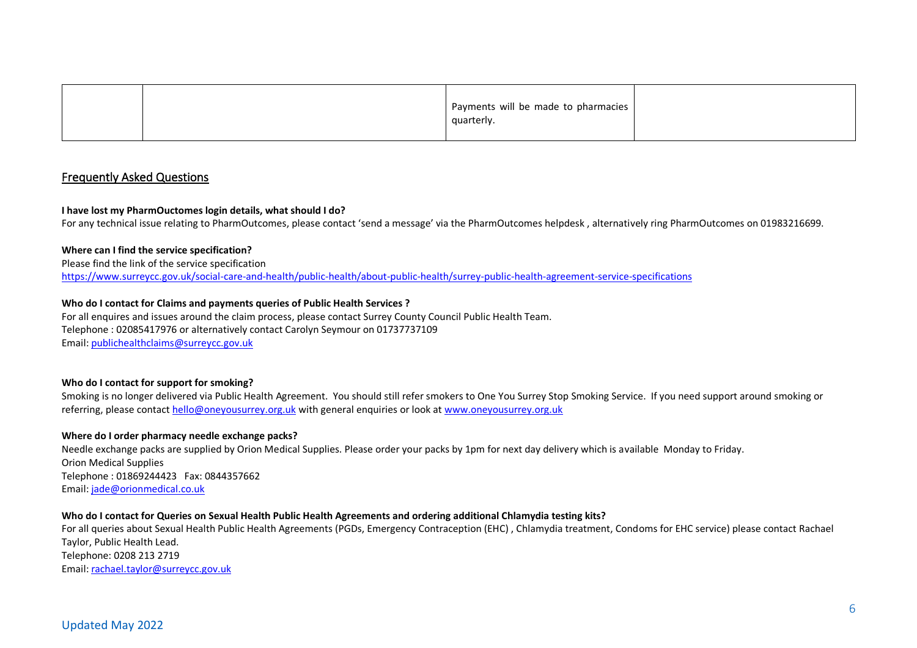|  |  | Payments will be made to pharmacies quarterly. |  |
|---|---|---|---|

## Frequently Asked Questions

**I have lost my PharmOuctomes login details, what should I do?**
For any technical issue relating to PharmOutcomes, please contact 'send a message' via the PharmOutcomes helpdesk , alternatively ring PharmOutcomes on 01983216699.

**Where can I find the service specification?**
Please find the link of the service specification
https://www.surreycc.gov.uk/social-care-and-health/public-health/about-public-health/surrey-public-health-agreement-service-specifications

**Who do I contact for Claims and payments queries of Public Health Services ?**
For all enquires and issues around the claim process, please contact Surrey County Council Public Health Team.
Telephone : 02085417976 or alternatively contact Carolyn Seymour on 01737737109
Email: publichealthclaims@surreycc.gov.uk

**Who do I contact for support for smoking?**
Smoking is no longer delivered via Public Health Agreement. You should still refer smokers to One You Surrey Stop Smoking Service. If you need support around smoking or referring, please contact hello@oneyousurrey.org.uk with general enquiries or look at www.oneyousurrey.org.uk

**Where do I order pharmacy needle exchange packs?**
Needle exchange packs are supplied by Orion Medical Supplies. Please order your packs by 1pm for next day delivery which is available Monday to Friday.
Orion Medical Supplies
Telephone : 01869244423 Fax: 0844357662
Email: jade@orionmedical.co.uk

**Who do I contact for Queries on Sexual Health Public Health Agreements and ordering additional Chlamydia testing kits?**
For all queries about Sexual Health Public Health Agreements (PGDs, Emergency Contraception (EHC) , Chlamydia treatment, Condoms for EHC service) please contact Rachael Taylor, Public Health Lead.
Telephone: 0208 213 2719
Email: rachael.taylor@surreycc.gov.uk

Updated May 2022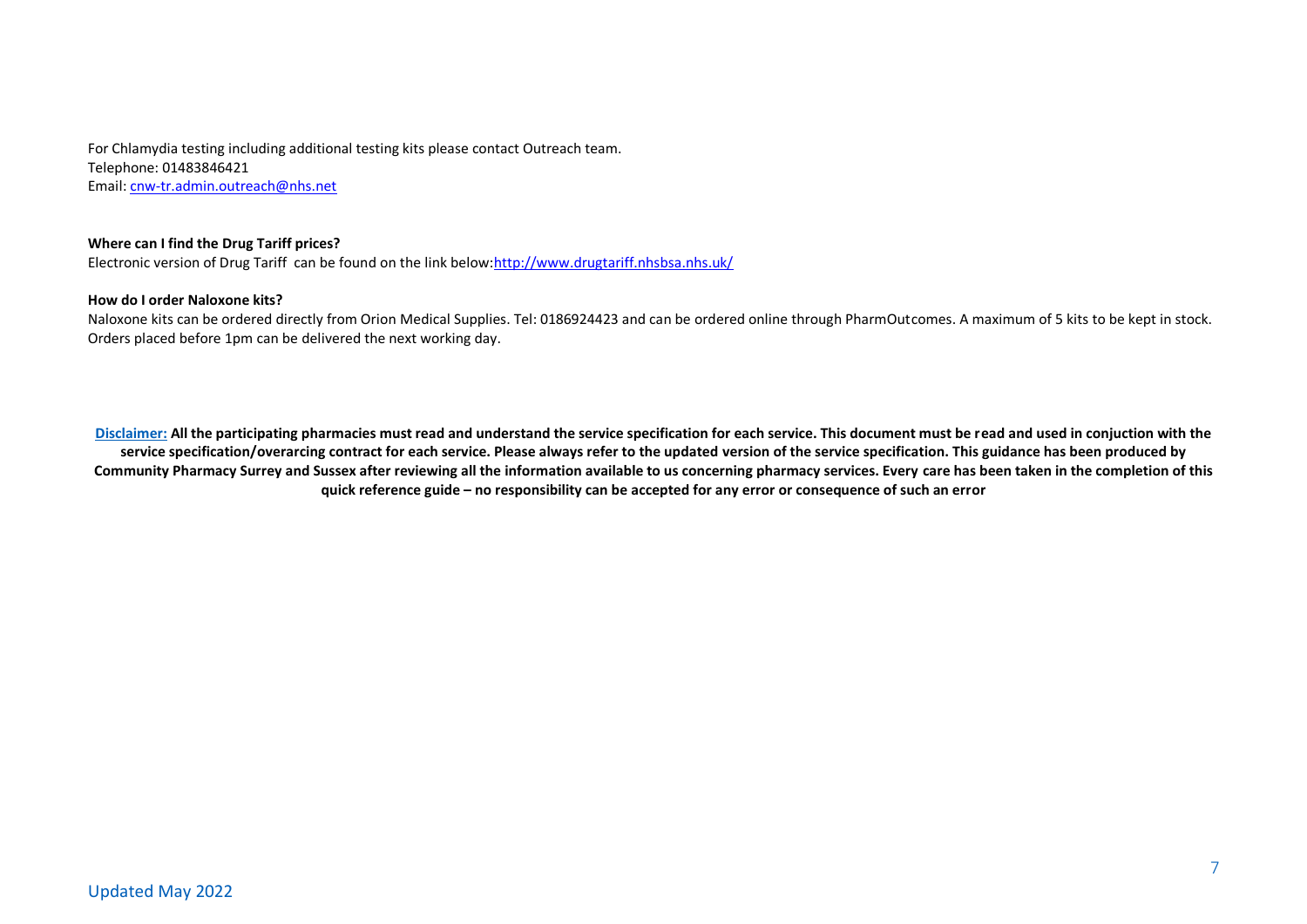For Chlamydia testing including additional testing kits please contact Outreach team.
Telephone: 01483846421
Email: cnw-tr.admin.outreach@nhs.net

**Where can I find the Drug Tariff prices?**
Electronic version of Drug Tariff can be found on the link below:http://www.drugtariff.nhsbsa.nhs.uk/

**How do I order Naloxone kits?**
Naloxone kits can be ordered directly from Orion Medical Supplies. Tel: 0186924423 and can be ordered online through PharmOutcomes. A maximum of 5 kits to be kept in stock. Orders placed before 1pm can be delivered the next working day.

**Disclaimer: All the participating pharmacies must read and understand the service specification for each service. This document must be read and used in conjuction with the service specification/overarcing contract for each service. Please always refer to the updated version of the service specification. This guidance has been produced by Community Pharmacy Surrey and Sussex after reviewing all the information available to us concerning pharmacy services. Every care has been taken in the completion of this quick reference guide – no responsibility can be accepted for any error or consequence of such an error**

Updated May 2022